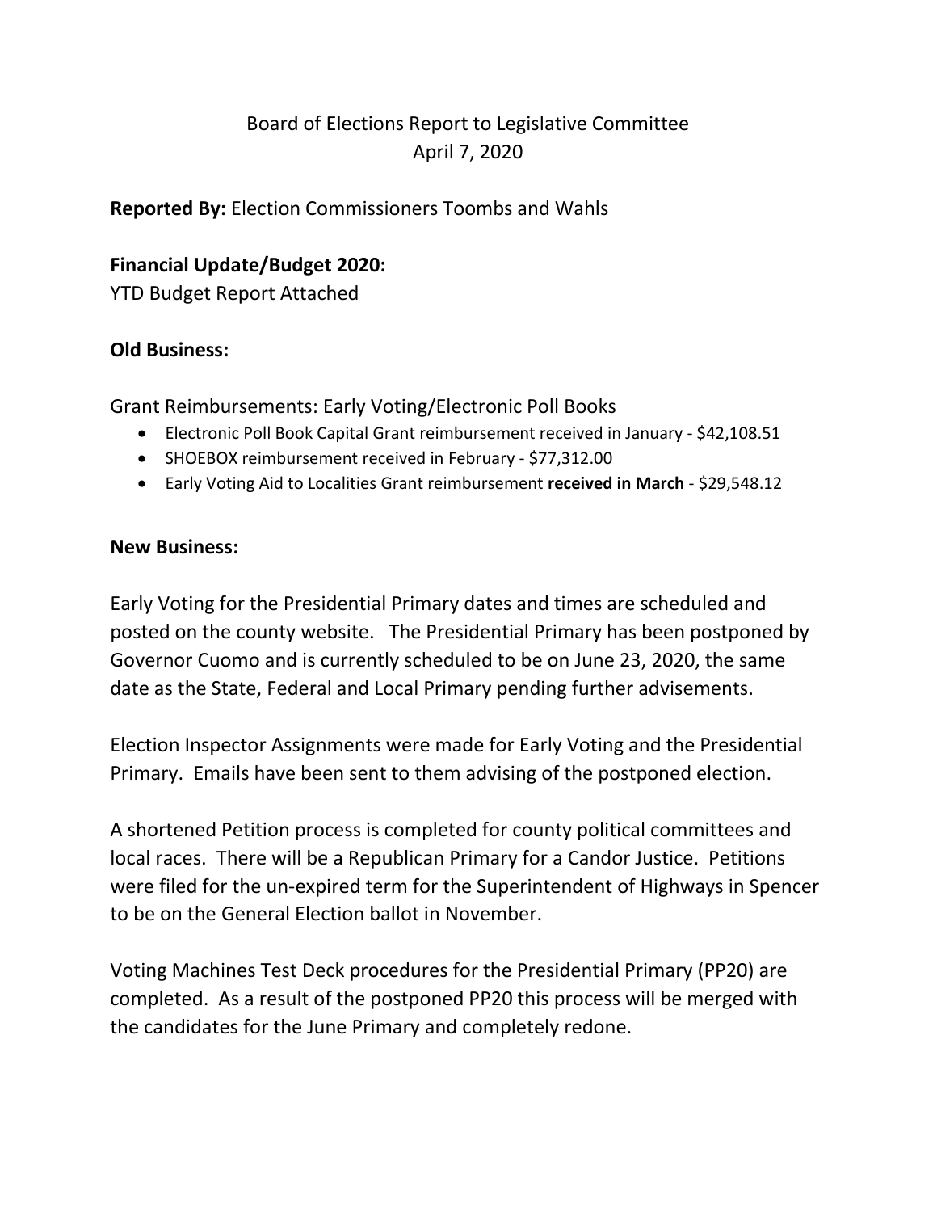# Board of Elections Report to Legislative Committee
April 7, 2020

**Reported By:** Election Commissioners Toombs and Wahls

**Financial Update/Budget 2020:**
YTD Budget Report Attached

**Old Business:**

Grant Reimbursements: Early Voting/Electronic Poll Books

- Electronic Poll Book Capital Grant reimbursement received in January - $42,108.51
- SHOEBOX reimbursement received in February - $77,312.00
- Early Voting Aid to Localities Grant reimbursement **received in March** - $29,548.12

**New Business:**

Early Voting for the Presidential Primary dates and times are scheduled and posted on the county website. The Presidential Primary has been postponed by Governor Cuomo and is currently scheduled to be on June 23, 2020, the same date as the State, Federal and Local Primary pending further advisements.

Election Inspector Assignments were made for Early Voting and the Presidential Primary. Emails have been sent to them advising of the postponed election.

A shortened Petition process is completed for county political committees and local races. There will be a Republican Primary for a Candor Justice. Petitions were filed for the un-expired term for the Superintendent of Highways in Spencer to be on the General Election ballot in November.

Voting Machines Test Deck procedures for the Presidential Primary (PP20) are completed. As a result of the postponed PP20 this process will be merged with the candidates for the June Primary and completely redone.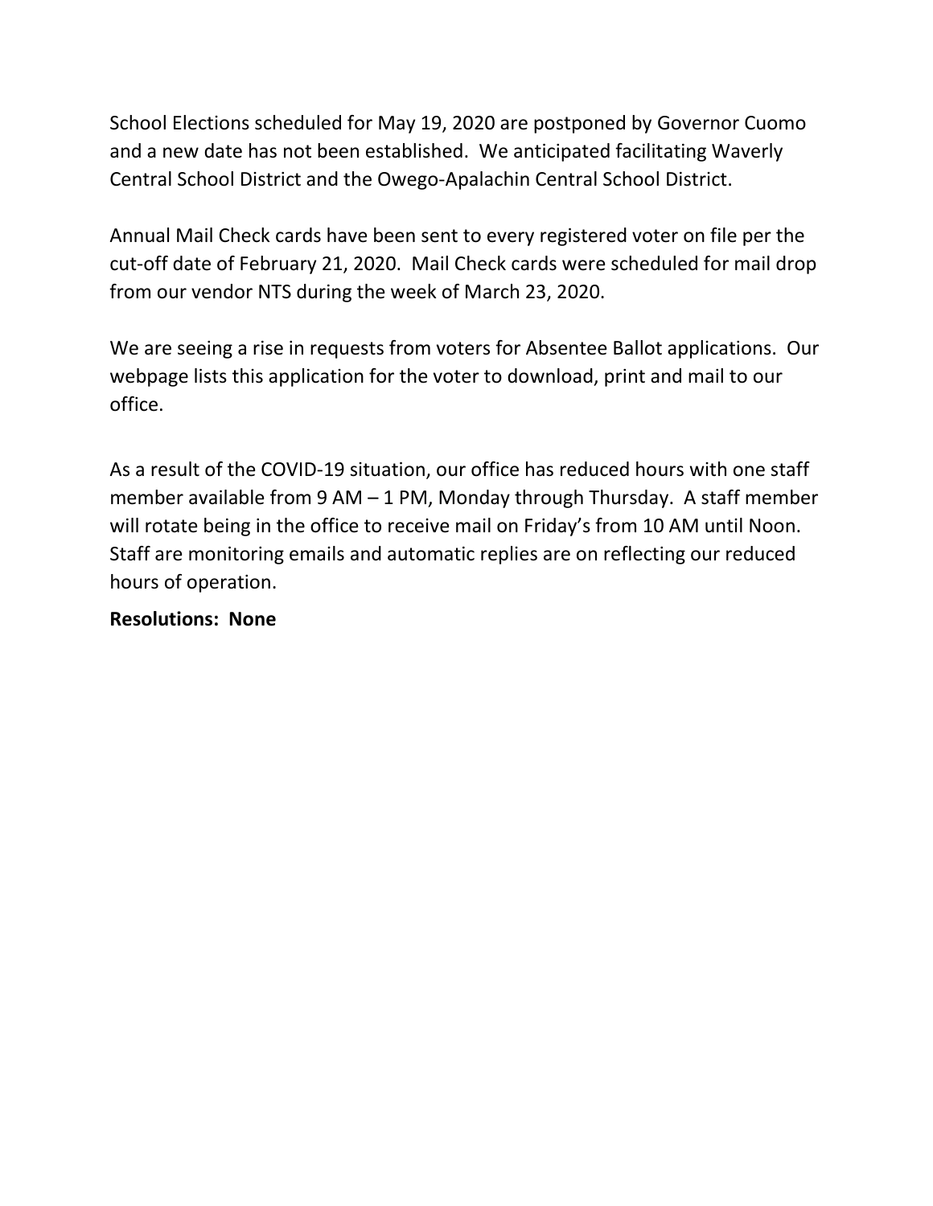School Elections scheduled for May 19, 2020 are postponed by Governor Cuomo and a new date has not been established. We anticipated facilitating Waverly Central School District and the Owego-Apalachin Central School District.

Annual Mail Check cards have been sent to every registered voter on file per the cut-off date of February 21, 2020. Mail Check cards were scheduled for mail drop from our vendor NTS during the week of March 23, 2020.

We are seeing a rise in requests from voters for Absentee Ballot applications. Our webpage lists this application for the voter to download, print and mail to our office.

As a result of the COVID-19 situation, our office has reduced hours with one staff member available from 9 AM – 1 PM, Monday through Thursday. A staff member will rotate being in the office to receive mail on Friday's from 10 AM until Noon. Staff are monitoring emails and automatic replies are on reflecting our reduced hours of operation.

**Resolutions: None**